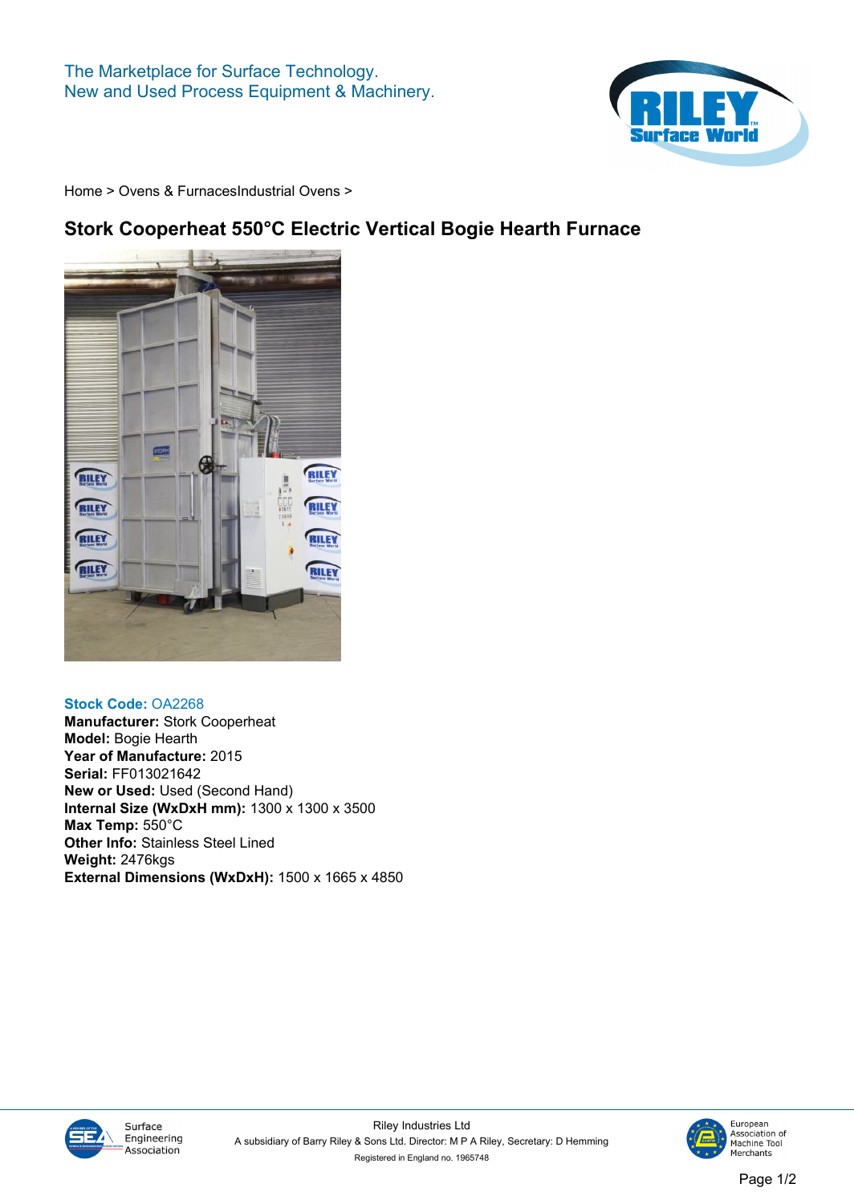The Marketplace for Surface Technology.
New and Used Process Equipment & Machinery.

Home > Ovens & FurnacesIndustrial Ovens >

# Stork Cooperheat 550°C Electric Vertical Bogie Hearth Furnace

**Stock Code:** OA2268
**Manufacturer:** Stork Cooperheat
**Model:** Bogie Hearth
**Year of Manufacture:** 2015
**Serial:** FF013021642
**New or Used:** Used (Second Hand)
**Internal Size (WxDxH mm):** 1300 x 1300 x 3500
**Max Temp:** 550°C
**Other Info:** Stainless Steel Lined
**Weight:** 2476kgs
**External Dimensions (WxDxH):** 1500 x 1665 x 4850

Surface Engineering Association

Riley Industries Ltd
A subsidiary of Barry Riley & Sons Ltd. Director: M P A Riley, Secretary: D Hemming
Registered in England no. 1965748

European Association of Machine Tool Merchants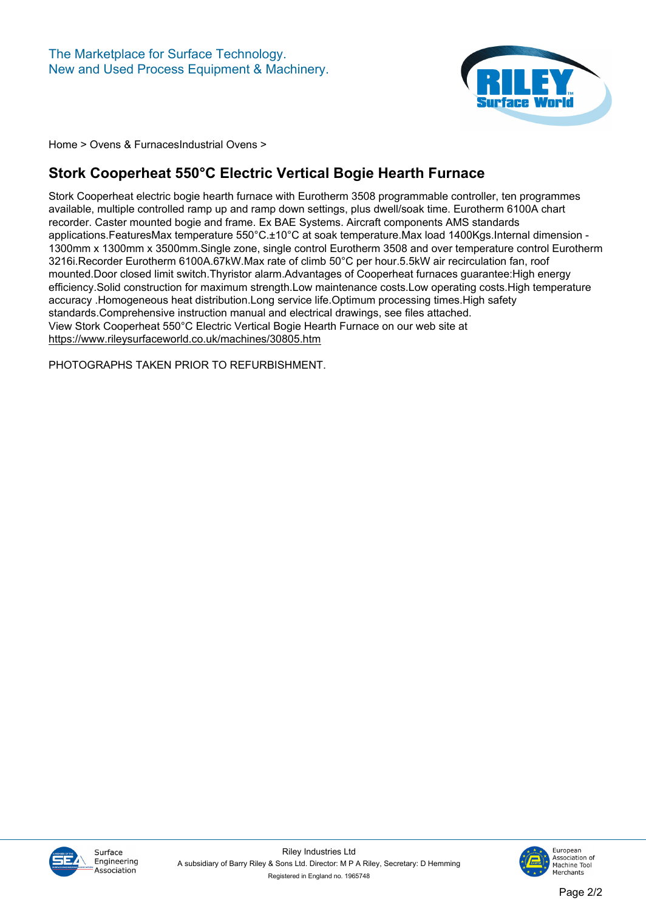The Marketplace for Surface Technology.
New and Used Process Equipment & Machinery.

Home > Ovens & FurnacesIndustrial Ovens >

## Stork Cooperheat 550°C Electric Vertical Bogie Hearth Furnace

Stork Cooperheat electric bogie hearth furnace with Eurotherm 3508 programmable controller, ten programmes available, multiple controlled ramp up and ramp down settings, plus dwell/soak time. Eurotherm 6100A chart recorder. Caster mounted bogie and frame. Ex BAE Systems. Aircraft components AMS standards applications.FeaturesMax temperature 550°C.±10°C at soak temperature.Max load 1400Kgs.Internal dimension - 1300mm x 1300mm x 3500mm.Single zone, single control Eurotherm 3508 and over temperature control Eurotherm 3216i.Recorder Eurotherm 6100A.67kW.Max rate of climb 50°C per hour.5.5kW air recirculation fan, roof mounted.Door closed limit switch.Thyristor alarm.Advantages of Cooperheat furnaces guarantee:High energy efficiency.Solid construction for maximum strength.Low maintenance costs.Low operating costs.High temperature accuracy .Homogeneous heat distribution.Long service life.Optimum processing times.High safety standards.Comprehensive instruction manual and electrical drawings, see files attached.
View Stork Cooperheat 550°C Electric Vertical Bogie Hearth Furnace on our web site at https://www.rileysurfaceworld.co.uk/machines/30805.htm

PHOTOGRAPHS TAKEN PRIOR TO REFURBISHMENT.

Surface Engineering Association

Riley Industries Ltd
A subsidiary of Barry Riley & Sons Ltd. Director: M P A Riley, Secretary: D Hemming
Registered in England no. 1965748

European Association of Machine Tool Merchants